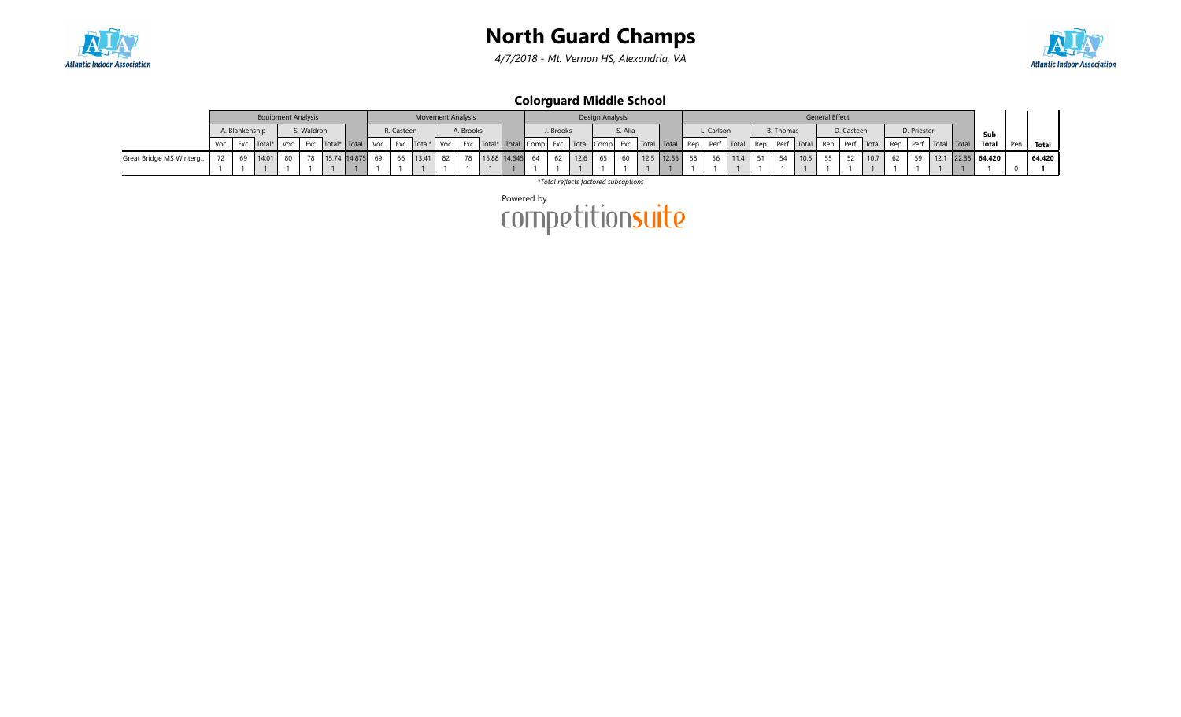# North Guard Champs

*4/7/2018 - Mt. Vernon HS, Alexandria, VA*

### Colorguard Middle School

| | Equipment Analysis | | | | | | | Movement Analysis | | | | | | | Design Analysis | | | | | | | General Effect | | | | | | | | | | | | | Sub Total | Pen | Total |
|---|---|---|---|---|---|---|---|---|---|---|---|---|---|---|---|---|---|---|---|---|---|---|---|---|---|---|---|---|---|---|---|---|---|---|---|---|---|
| | A. Blankenship | | | S. Waldron | | | | R. Casteen | | | A. Brooks | | | | J. Brooks | | | S. Alia | | | | L. Carlson | | | B. Thomas | | | D. Casteen | | | D. Priester | | | | | | |
| | Voc | Exc | Total* | Voc | Exc | Total* | Total | Voc | Exc | Total* | Voc | Exc | Total* | Total | Comp | Exc | Total | Comp | Exc | Total | Total | Rep | Perf | Total | Rep | Perf | Total | Rep | Perf | Total | Rep | Perf | Total | Total | | | |
| Great Bridge MS Winterg... | 72 | 69 | 14.01 | 80 | 78 | 15.74 | 14.875 | 69 | 66 | 13.41 | 82 | 78 | 15.88 | 14.645 | 64 | 62 | 12.6 | 65 | 60 | 12.5 | 12.55 | 58 | 56 | 11.4 | 51 | 54 | 10.5 | 55 | 52 | 10.7 | 62 | 59 | 12.1 | 22.35 | **64.420** | | **64.420** |
| | 1 | 1 | 1 | 1 | 1 | 1 | 1 | 1 | 1 | 1 | 1 | 1 | 1 | 1 | 1 | 1 | 1 | 1 | 1 | 1 | 1 | 1 | 1 | 1 | 1 | 1 | 1 | 1 | 1 | 1 | 1 | 1 | 1 | 1 | **1** | 0 | **1** |

*\*Total reflects factored subcaptions*

Powered by competitionsuite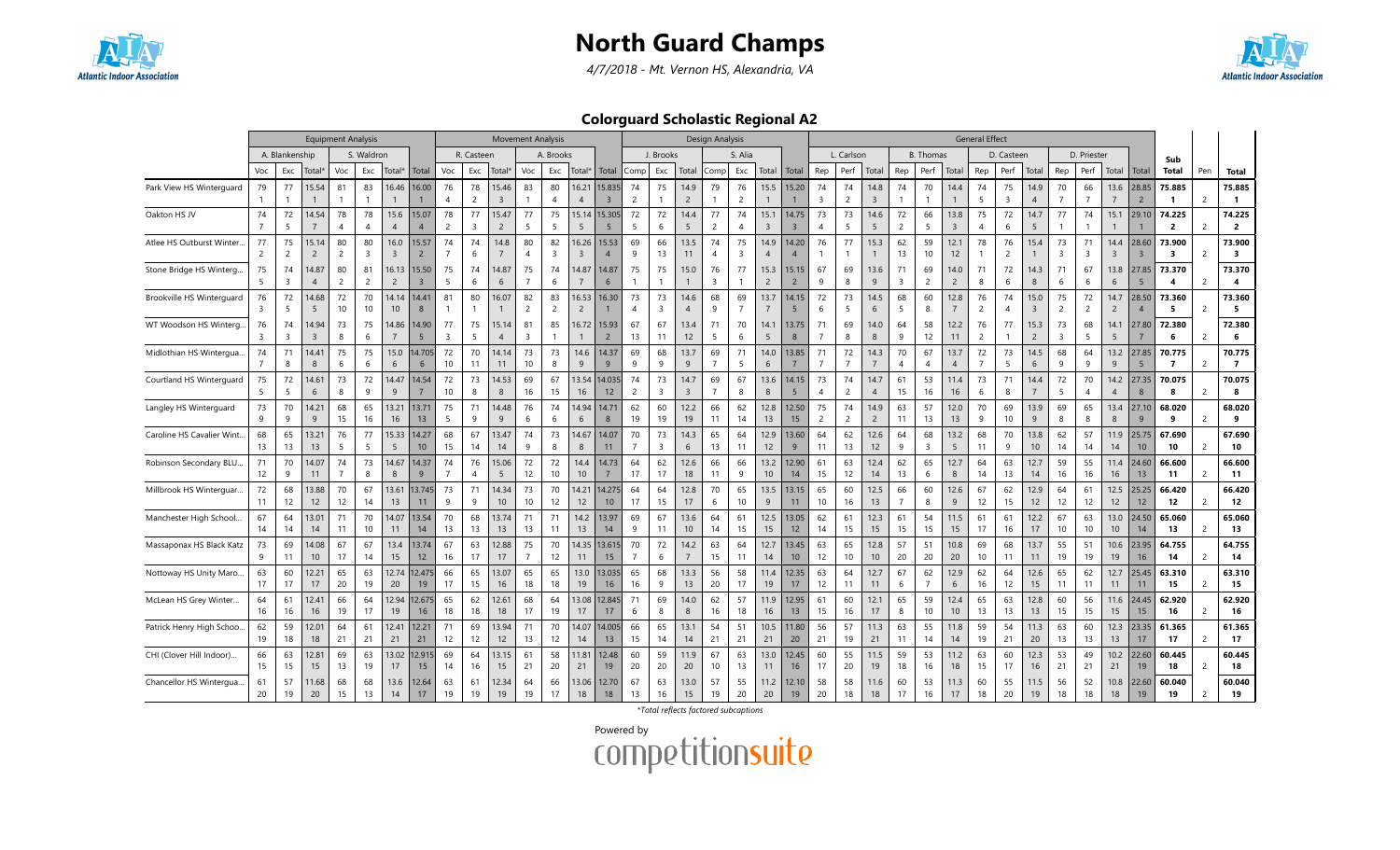# North Guard Champs

*4/7/2018 - Mt. Vernon HS, Alexandria, VA*

## Colorguard Scholastic Regional A2

Each team has two rows: scores on the first row and ranks on the second.

| | Equipment Analysis | | | | | | | Movement Analysis | | | | | | | Design Analysis | | | | | | | General Effect | | | | | | | | | | | | | Sub Total | Pen | Total |
|---|---|---|---|---|---|---|---|---|---|---|---|---|---|---|---|---|---|---|---|---|---|---|---|---|---|---|---|---|---|---|---|---|---|---|---|---|---|
| | A. Blankenship | | | S. Waldron | | | | R. Casteen | | | A. Brooks | | | | J. Brooks | | | S. Alia | | | | L. Carlson | | | B. Thomas | | | D. Casteen | | | D. Priester | | | | | | |
| | Voc | Exc | Total* | Voc | Exc | Total* | Total | Voc | Exc | Total* | Voc | Exc | Total* | Total | Comp | Exc | Total | Comp | Exc | Total | Total | Rep | Perf | Total | Rep | Perf | Total | Rep | Perf | Total | Rep | Perf | Total | Total | | | |
| Park View Winterguard | 79 | 77 | 15.54 | 81 | 83 | 16.46 | 16.00 | 76 | 78 | 15.46 | 83 | 80 | 16.21 | 15.835 | 74 | 75 | 14.9 | 79 | 76 | 15.5 | 15.20 | 74 | 74 | 14.8 | 74 | 70 | 14.4 | 74 | 75 | 14.9 | 70 | 66 | 13.6 | 28.85 | 75.885 | 2 | 75.885 |
| | 1 | 1 | 1 | 1 | 1 | 1 | 1 | 4 | 2 | 3 | 1 | 4 | 4 | 3 | 2 | 1 | 2 | 1 | 2 | 1 | 1 | 3 | 2 | 3 | 1 | 1 | 1 | 5 | 3 | 4 | 7 | 7 | 7 | 2 | 1 | | 1 |
| Oakton HS JV | 74 | 72 | 14.54 | 78 | 78 | 15.6 | 15.07 | 78 | 77 | 15.47 | 77 | 75 | 15.15 | 15.305 | 72 | 72 | 14.4 | 77 | 74 | 15.1 | 14.75 | 73 | 73 | 14.6 | 72 | 66 | 13.8 | 75 | 72 | 14.7 | 77 | 74 | 15.1 | 29.10 | 74.225 | 2 | 74.225 |
| | 7 | 5 | 7 | 4 | 4 | 4 | 4 | 2 | 3 | 2 | 5 | 5 | 5 | 5 | 5 | 6 | 5 | 2 | 4 | 3 | 3 | 4 | 5 | 5 | 2 | 5 | 3 | 4 | 6 | 5 | 1 | 1 | 1 | 1 | 2 | | 2 |
| Atlee HS Outburst Winter... | 77 | 75 | 15.14 | 80 | 80 | 16.0 | 15.57 | 74 | 74 | 14.8 | 80 | 82 | 16.26 | 15.53 | 69 | 66 | 13.5 | 74 | 75 | 14.9 | 14.20 | 76 | 77 | 15.3 | 62 | 59 | 12.1 | 78 | 76 | 15.4 | 73 | 71 | 14.4 | 28.60 | 73.900 | 2 | 73.900 |
| | 2 | 2 | 2 | 2 | 3 | 3 | 2 | 7 | 6 | 7 | 4 | 3 | 3 | 4 | 9 | 13 | 11 | 4 | 3 | 4 | 4 | 1 | 1 | 1 | 13 | 10 | 12 | 1 | 2 | 1 | 3 | 3 | 3 | 3 | 3 | | 3 |
| Stone Bridge HS Winterg... | 75 | 74 | 14.87 | 82 | 81 | 16.13 | 15.50 | 75 | 74 | 14.87 | 75 | 74 | 14.87 | 14.87 | 75 | 75 | 15.0 | 76 | 77 | 15.3 | 15.15 | 67 | 69 | 13.6 | 71 | 69 | 14.0 | 71 | 72 | 14.3 | 71 | 67 | 13.8 | 27.85 | 73.370 | 2 | 73.370 |
| | 5 | 3 | 4 | 2 | 2 | 2 | 3 | 5 | 6 | 6 | 7 | 6 | 7 | 6 | 1 | 1 | 1 | 3 | 1 | 2 | 2 | 9 | 8 | 9 | 3 | 2 | 2 | 8 | 6 | 8 | 6 | 6 | 6 | 5 | 4 | | 4 |
| Brookville HS Winterguard | 76 | 72 | 14.68 | 72 | 70 | 14.14 | 14.41 | 81 | 80 | 16.07 | 82 | 83 | 16.53 | 16.30 | 73 | 73 | 14.6 | 68 | 69 | 13.7 | 14.15 | 72 | 73 | 14.5 | 68 | 60 | 12.8 | 76 | 74 | 15.0 | 75 | 72 | 14.7 | 28.50 | 73.360 | 2 | 73.360 |
| | 3 | 5 | 5 | 10 | 10 | 10 | 8 | 1 | 1 | 1 | 2 | 2 | 2 | 1 | 4 | 3 | 4 | 9 | 7 | 7 | 5 | 6 | 5 | 6 | 5 | 8 | 7 | 2 | 4 | 3 | 2 | 2 | 2 | 4 | 5 | | 5 |
| WT Woodson HS Winterg... | 76 | 74 | 14.94 | 73 | 75 | 14.86 | 14.90 | 77 | 75 | 15.14 | 81 | 85 | 16.72 | 15.93 | 67 | 67 | 13.4 | 71 | 70 | 14.1 | 13.75 | 71 | 69 | 14.0 | 64 | 58 | 12.2 | 76 | 77 | 15.3 | 73 | 68 | 14.1 | 27.80 | 72.380 | 2 | 72.380 |
| | 3 | 3 | 3 | 8 | 6 | 7 | 5 | 3 | 5 | 4 | 3 | 1 | 1 | 2 | 13 | 11 | 12 | 5 | 6 | 5 | 8 | 7 | 8 | 8 | 9 | 12 | 11 | 2 | 1 | 2 | 3 | 5 | 5 | 7 | 6 | | 6 |
| Midlothian HS Wintergua... | 74 | 71 | 14.41 | 75 | 75 | 15.0 | 14.705 | 72 | 70 | 14.14 | 73 | 73 | 14.6 | 14.37 | 69 | 68 | 13.7 | 69 | 71 | 14.0 | 13.85 | 71 | 72 | 14.3 | 70 | 67 | 13.7 | 72 | 73 | 14.5 | 68 | 64 | 13.2 | 27.85 | 70.775 | 2 | 70.775 |
| | 7 | 8 | 8 | 6 | 6 | 6 | 6 | 10 | 11 | 11 | 10 | 8 | 9 | 9 | 9 | 9 | 9 | 7 | 5 | 6 | 7 | 7 | 7 | 7 | 4 | 4 | 4 | 7 | 5 | 6 | 9 | 9 | 9 | 5 | 7 | | 7 |
| Courtland HS Winterguard | 75 | 72 | 14.61 | 73 | 72 | 14.47 | 14.54 | 72 | 73 | 14.53 | 69 | 67 | 13.54 | 14.035 | 74 | 73 | 14.7 | 69 | 67 | 13.6 | 14.15 | 73 | 74 | 14.7 | 61 | 53 | 11.4 | 73 | 71 | 14.4 | 72 | 70 | 14.2 | 27.35 | 70.075 | 2 | 70.075 |
| | 5 | 5 | 6 | 8 | 9 | 9 | 7 | 10 | 8 | 8 | 16 | 15 | 16 | 12 | 2 | 3 | 3 | 7 | 8 | 8 | 5 | 4 | 2 | 4 | 15 | 16 | 16 | 6 | 8 | 7 | 5 | 4 | 4 | 8 | 8 | | 8 |
| Langley HS Winterguard | 73 | 70 | 14.21 | 68 | 65 | 13.21 | 13.71 | 75 | 71 | 14.48 | 76 | 74 | 14.94 | 14.71 | 62 | 60 | 12.2 | 66 | 62 | 12.8 | 12.50 | 75 | 74 | 14.9 | 63 | 57 | 12.0 | 70 | 69 | 13.9 | 69 | 65 | 13.4 | 27.10 | 68.020 | 2 | 68.020 |
| | 9 | 9 | 9 | 15 | 16 | 16 | 13 | 5 | 9 | 9 | 6 | 6 | 6 | 8 | 19 | 19 | 19 | 11 | 14 | 13 | 15 | 2 | 2 | 2 | 11 | 13 | 13 | 9 | 10 | 9 | 8 | 8 | 8 | 9 | 9 | | 9 |
| Caroline HS Cavalier Wint... | 68 | 65 | 13.21 | 76 | 77 | 15.33 | 14.27 | 68 | 67 | 13.47 | 74 | 73 | 14.67 | 14.07 | 70 | 73 | 14.3 | 65 | 64 | 12.9 | 13.60 | 64 | 62 | 12.6 | 64 | 68 | 13.2 | 68 | 70 | 13.8 | 62 | 57 | 11.9 | 25.75 | 67.690 | 2 | 67.690 |
| | 13 | 13 | 13 | 5 | 5 | 5 | 10 | 15 | 14 | 14 | 9 | 8 | 8 | 11 | 7 | 3 | 6 | 13 | 11 | 12 | 9 | 11 | 13 | 12 | 9 | 3 | 5 | 11 | 9 | 10 | 14 | 14 | 14 | 10 | 10 | | 10 |
| Robinson Secondary BLU... | 71 | 70 | 14.07 | 74 | 73 | 14.67 | 14.37 | 74 | 76 | 15.06 | 72 | 72 | 14.4 | 14.73 | 64 | 62 | 12.6 | 66 | 66 | 13.2 | 12.90 | 61 | 63 | 12.4 | 62 | 65 | 12.7 | 64 | 63 | 12.7 | 59 | 55 | 11.4 | 24.60 | 66.600 | 2 | 66.600 |
| | 12 | 9 | 11 | 7 | 7 | 8 | 9 | 7 | 4 | 5 | 12 | 10 | 10 | 7 | 17 | 17 | 18 | 11 | 9 | 10 | 14 | 15 | 12 | 14 | 13 | 6 | 8 | 14 | 13 | 14 | 16 | 16 | 16 | 13 | 11 | | 11 |
| Millbrook HS Winterguar... | 72 | 68 | 13.88 | 70 | 67 | 13.61 | 13.745 | 73 | 71 | 14.34 | 73 | 70 | 14.21 | 14.275 | 64 | 64 | 12.8 | 70 | 65 | 13.5 | 13.15 | 65 | 60 | 12.5 | 66 | 60 | 12.6 | 67 | 62 | 12.9 | 64 | 61 | 12.5 | 25.25 | 66.420 | 2 | 66.420 |
| | 11 | 12 | 12 | 12 | 14 | 13 | 11 | 9 | 9 | 10 | 10 | 12 | 12 | 10 | 17 | 15 | 17 | 6 | 10 | 9 | 11 | 10 | 16 | 13 | 7 | 8 | 9 | 12 | 12 | 15 | 12 | 12 | 12 | 12 | 12 | | 12 |
| Manchester High School... | 67 | 64 | 13.01 | 71 | 70 | 14.07 | 13.54 | 70 | 68 | 13.74 | 71 | 71 | 14.2 | 13.97 | 69 | 67 | 13.6 | 64 | 61 | 12.5 | 13.05 | 62 | 61 | 12.3 | 61 | 54 | 11.5 | 61 | 61 | 12.2 | 67 | 63 | 13.0 | 24.50 | 65.060 | 2 | 65.060 |
| | 14 | 14 | 14 | 11 | 10 | 11 | 14 | 13 | 13 | 13 | 13 | 11 | 13 | 14 | 9 | 11 | 10 | 14 | 15 | 15 | 12 | 14 | 15 | 15 | 15 | 15 | 15 | 17 | 16 | 17 | 10 | 10 | 10 | 14 | 13 | | 13 |
| Massaponax HS Black Katz | 73 | 69 | 14.08 | 67 | 67 | 13.4 | 13.74 | 67 | 63 | 12.88 | 75 | 70 | 14.35 | 13.615 | 70 | 72 | 14.2 | 63 | 64 | 12.7 | 13.45 | 63 | 65 | 12.8 | 57 | 51 | 10.8 | 69 | 68 | 13.7 | 55 | 51 | 10.6 | 23.95 | 64.755 | 2 | 64.755 |
| | 9 | 11 | 10 | 17 | 14 | 15 | 12 | 16 | 17 | 17 | 7 | 12 | 11 | 15 | 7 | 6 | 7 | 15 | 11 | 14 | 10 | 12 | 10 | 10 | 20 | 20 | 20 | 10 | 11 | 11 | 19 | 19 | 19 | 16 | 14 | | 14 |
| Nottoway HS Unity Maro... | 63 | 60 | 12.21 | 65 | 63 | 12.74 | 12.475 | 66 | 65 | 13.07 | 65 | 65 | 13.0 | 13.035 | 65 | 68 | 13.3 | 56 | 58 | 11.4 | 12.35 | 63 | 64 | 12.7 | 67 | 62 | 12.9 | 62 | 64 | 12.6 | 65 | 62 | 12.7 | 25.45 | 63.310 | 2 | 63.310 |
| | 17 | 17 | 17 | 20 | 19 | 20 | 19 | 17 | 15 | 16 | 18 | 18 | 19 | 16 | 16 | 9 | 13 | 20 | 17 | 19 | 17 | 12 | 11 | 11 | 6 | 7 | 6 | 16 | 12 | 15 | 11 | 11 | 11 | 11 | 15 | | 15 |
| McLean HS Grey Winter... | 64 | 61 | 12.41 | 66 | 64 | 12.94 | 12.675 | 65 | 62 | 12.61 | 68 | 64 | 13.08 | 12.845 | 71 | 69 | 14.0 | 62 | 57 | 11.9 | 12.95 | 65 | 60 | 12.1 | 65 | 59 | 12.4 | 65 | 63 | 12.8 | 60 | 56 | 11.6 | 24.45 | 62.920 | 2 | 62.920 |
| | 16 | 16 | 16 | 19 | 17 | 19 | 16 | 18 | 18 | 18 | 17 | 19 | 17 | 17 | 6 | 8 | 8 | 16 | 18 | 16 | 13 | 15 | 16 | 17 | 8 | 10 | 10 | 13 | 13 | 13 | 15 | 15 | 15 | 15 | 16 | | 16 |
| Patrick Henry High Schoo... | 62 | 59 | 12.01 | 64 | 61 | 12.41 | 12.21 | 71 | 69 | 13.94 | 71 | 70 | 14.07 | 14.005 | 66 | 65 | 13.1 | 54 | 51 | 10.5 | 11.80 | 56 | 57 | 11.3 | 63 | 55 | 11.8 | 59 | 54 | 11.3 | 63 | 60 | 12.3 | 23.35 | 61.365 | 2 | 61.365 |
| | 19 | 18 | 18 | 21 | 21 | 21 | 21 | 12 | 12 | 12 | 13 | 12 | 14 | 13 | 15 | 14 | 14 | 21 | 21 | 21 | 20 | 21 | 19 | 21 | 11 | 14 | 14 | 19 | 21 | 20 | 13 | 13 | 13 | 17 | 17 | | 17 |
| CHI (Clover Hill Indoor)... | 66 | 63 | 12.81 | 69 | 63 | 13.02 | 12.915 | 69 | 64 | 13.15 | 61 | 58 | 11.81 | 12.48 | 60 | 59 | 11.9 | 67 | 63 | 13.0 | 12.45 | 60 | 55 | 11.6 | 59 | 53 | 11.2 | 63 | 60 | 12.3 | 53 | 49 | 10.2 | 22.60 | 60.445 | 2 | 60.445 |
| | 15 | 15 | 15 | 13 | 19 | 17 | 15 | 14 | 16 | 15 | 21 | 20 | 21 | 19 | 20 | 20 | 20 | 10 | 13 | 11 | 16 | 17 | 20 | 19 | 18 | 16 | 18 | 15 | 17 | 16 | 21 | 21 | 21 | 19 | 18 | | 18 |
| Chancellor HS Wintergua... | 61 | 57 | 11.68 | 68 | 68 | 13.6 | 12.64 | 63 | 61 | 12.34 | 64 | 66 | 13.06 | 12.70 | 67 | 63 | 13.0 | 57 | 55 | 11.2 | 12.10 | 58 | 58 | 11.6 | 60 | 53 | 11.3 | 60 | 55 | 11.5 | 56 | 52 | 10.8 | 22.60 | 60.040 | 2 | 60.040 |
| | 20 | 19 | 20 | 15 | 13 | 14 | 17 | 19 | 19 | 19 | 19 | 17 | 18 | 18 | 13 | 16 | 16 | 19 | 20 | 20 | 19 | 20 | 18 | 20 | 17 | 16 | 17 | 18 | 20 | 19 | 18 | 18 | 18 | 19 | 19 | | 19 |

*Total reflects factored subcaptions

Powered by competitionsuite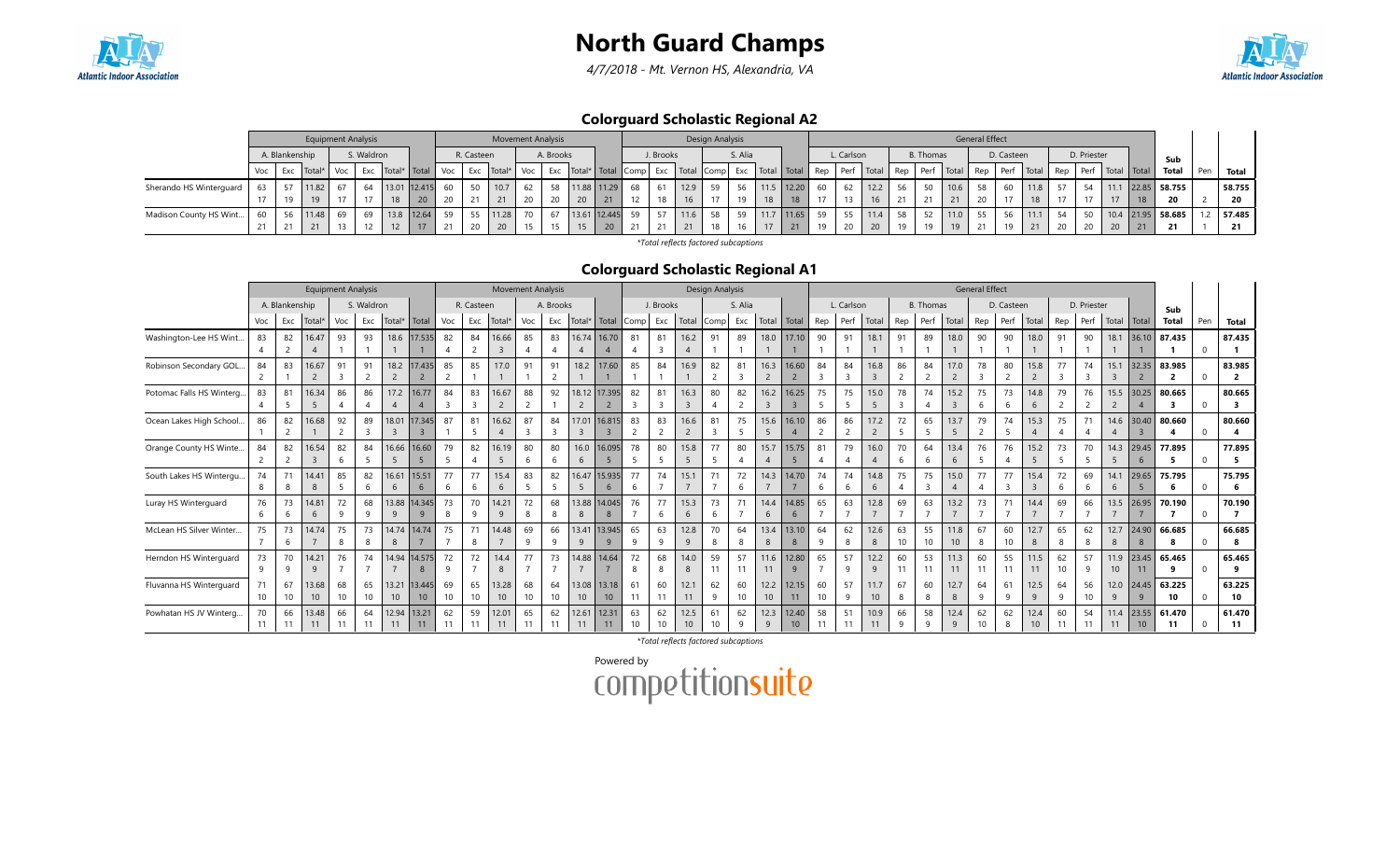# North Guard Champs

*4/7/2018 - Mt. Vernon HS, Alexandria, VA*

## Colorguard Scholastic Regional A2

| | Equipment Analysis | | | | | | | Movement Analysis | | | | | | | Design Analysis | | | | | | | General Effect | | | | | | | | | | | | | | |
|---|---|---|---|---|---|---|---|---|---|---|---|---|---|---|---|---|---|---|---|---|---|---|---|---|---|---|---|---|---|---|---|---|---|---|---|---|---|---|
| | A. Blankenship | | | S. Waldron | | | | R. Casteen | | | A. Brooks | | | | J. Brooks | | | S. Alia | | | | L. Carlson | | | B. Thomas | | | D. Casteen | | | D. Priester | | | | Sub | | |
| | Voc | Exc | Total* | Voc | Exc | Total* | Total | Voc | Exc | Total* | Voc | Exc | Total* | Total | Comp | Exc | Total | Comp | Exc | Total | Total | Rep | Perf | Total | Rep | Perf | Total | Rep | Perf | Total | Rep | Perf | Total | Total | Total | Pen | Total |
| Sherando HS Winterguard | 63 | 57 | 11.82 | 67 | 64 | 13.01 | 12.415 | 60 | 50 | 10.7 | 62 | 58 | 11.88 | 11.29 | 68 | 61 | 12.9 | 59 | 56 | 11.5 | 12.20 | 60 | 62 | 12.2 | 56 | 50 | 10.6 | 58 | 60 | 11.8 | 57 | 54 | 11.1 | 22.85 | 58.755 | | 58.755 |
| | 17 | 19 | 19 | 17 | 17 | 18 | 20 | 20 | 21 | 21 | 20 | 20 | 20 | 21 | 12 | 18 | 16 | 17 | 19 | 18 | 18 | 17 | 13 | 16 | 21 | 21 | 21 | 20 | 17 | 18 | 17 | 17 | 17 | 18 | 20 | 2 | 20 |
| Madison County HS Wint... | 60 | 56 | 11.48 | 69 | 69 | 13.8 | 12.64 | 59 | 55 | 11.28 | 70 | 67 | 13.61 | 12.445 | 59 | 57 | 11.6 | 58 | 59 | 11.7 | 11.65 | 59 | 55 | 11.4 | 58 | 52 | 11.0 | 55 | 56 | 11.1 | 54 | 50 | 10.4 | 21.95 | 58.685 | 1.2 | 57.485 |
| | 21 | 21 | 21 | 13 | 12 | 12 | 17 | 21 | 20 | 20 | 15 | 15 | 15 | 20 | 21 | 21 | 21 | 18 | 16 | 17 | 21 | 19 | 20 | 20 | 19 | 19 | 19 | 21 | 19 | 21 | 20 | 20 | 20 | 21 | 21 | 1 | 21 |

*Total reflects factored subcaptions

## Colorguard Scholastic Regional A1

| | Equipment Analysis | | | | | | | Movement Analysis | | | | | | | Design Analysis | | | | | | | General Effect | | | | | | | | | | | | | | |
|---|---|---|---|---|---|---|---|---|---|---|---|---|---|---|---|---|---|---|---|---|---|---|---|---|---|---|---|---|---|---|---|---|---|---|---|---|---|---|
| | A. Blankenship | | | S. Waldron | | | | R. Casteen | | | A. Brooks | | | | J. Brooks | | | S. Alia | | | | L. Carlson | | | B. Thomas | | | D. Casteen | | | D. Priester | | | | Sub | | |
| | Voc | Exc | Total* | Voc | Exc | Total* | Total | Voc | Exc | Total* | Voc | Exc | Total* | Total | Comp | Exc | Total | Comp | Exc | Total | Total | Rep | Perf | Total | Rep | Perf | Total | Rep | Perf | Total | Rep | Perf | Total | Total | Total | Pen | Total |
| Washington-Lee HS Wint... | 83 | 82 | 16.47 | 93 | 93 | 18.6 | 17.535 | 82 | 84 | 16.66 | 85 | 83 | 16.74 | 16.70 | 81 | 81 | 16.2 | 91 | 89 | 18.0 | 17.10 | 90 | 91 | 18.1 | 91 | 89 | 18.0 | 90 | 90 | 18.0 | 91 | 90 | 18.1 | 36.10 | 87.435 | | 87.435 |
| | 4 | 2 | 4 | 1 | 1 | 1 | 1 | 4 | 2 | 3 | 4 | 4 | 4 | 4 | 4 | 3 | 4 | 1 | 1 | 1 | 1 | 1 | 1 | 1 | 1 | 1 | 1 | 1 | 1 | 1 | 1 | 1 | 1 | 1 | 1 | 0 | 1 |
| Robinson Secondary GOL... | 84 | 83 | 16.67 | 91 | 91 | 18.2 | 17.435 | 85 | 85 | 17.0 | 91 | 91 | 18.2 | 17.60 | 85 | 84 | 16.9 | 82 | 81 | 16.3 | 16.60 | 84 | 84 | 16.8 | 86 | 84 | 17.0 | 78 | 80 | 15.8 | 77 | 74 | 15.1 | 32.35 | 83.985 | | 83.985 |
| | 2 | 1 | 2 | 3 | 2 | 2 | 2 | 2 | 1 | 1 | 1 | 2 | 1 | 1 | 1 | 1 | 1 | 2 | 3 | 2 | 2 | 3 | 3 | 3 | 2 | 2 | 2 | 3 | 2 | 2 | 3 | 3 | 3 | 2 | 2 | 0 | 2 |
| Potomac Falls HS Winterg... | 83 | 81 | 16.34 | 86 | 86 | 17.2 | 16.77 | 84 | 83 | 16.67 | 88 | 92 | 18.12 | 17.395 | 82 | 81 | 16.3 | 80 | 82 | 16.2 | 16.25 | 75 | 75 | 15.0 | 78 | 74 | 15.2 | 75 | 73 | 14.8 | 79 | 76 | 15.5 | 30.25 | 80.665 | | 80.665 |
| | 4 | 5 | 5 | 4 | 4 | 4 | 4 | 3 | 3 | 2 | 2 | 1 | 2 | 2 | 3 | 3 | 3 | 4 | 2 | 3 | 3 | 5 | 5 | 5 | 3 | 4 | 3 | 6 | 6 | 6 | 2 | 2 | 2 | 4 | 3 | 0 | 3 |
| Ocean Lakes High School... | 86 | 82 | 16.68 | 92 | 89 | 18.01 | 17.345 | 87 | 81 | 16.62 | 87 | 84 | 17.01 | 16.815 | 83 | 83 | 16.6 | 81 | 75 | 15.6 | 16.10 | 86 | 86 | 17.2 | 72 | 65 | 13.7 | 79 | 74 | 15.3 | 75 | 71 | 14.6 | 30.40 | 80.660 | | 80.660 |
| | 1 | 2 | 1 | 2 | 3 | 3 | 3 | 1 | 5 | 4 | 3 | 3 | 3 | 3 | 2 | 2 | 2 | 3 | 5 | 5 | 4 | 2 | 2 | 2 | 5 | 5 | 5 | 2 | 5 | 4 | 4 | 4 | 4 | 3 | 4 | 0 | 4 |
| Orange County HS Winte... | 84 | 82 | 16.54 | 82 | 84 | 16.66 | 16.60 | 80 | 82 | 16.19 | 80 | 80 | 16.0 | 16.095 | 78 | 80 | 16.0 | 77 | 80 | 15.7 | 15.75 | 81 | 79 | 16.0 | 70 | 64 | 13.4 | 76 | 76 | 15.2 | 73 | 70 | 14.3 | 29.45 | 77.895 | | 77.895 |
| | 2 | 2 | 3 | 6 | 5 | 5 | 5 | 5 | 4 | 5 | 6 | 6 | 6 | 5 | 5 | 5 | 5 | 5 | 4 | 4 | 5 | 4 | 4 | 4 | 6 | 6 | 6 | 5 | 4 | 5 | 5 | 5 | 5 | 6 | 5 | 0 | 5 |
| South Lakes HS Wintergu... | 74 | 71 | 14.41 | 85 | 82 | 16.61 | 15.51 | 77 | 77 | 15.4 | 83 | 82 | 16.47 | 15.935 | 77 | 74 | 15.1 | 71 | 72 | 14.3 | 14.70 | 74 | 74 | 14.8 | 75 | 75 | 15.0 | 77 | 77 | 15.4 | 72 | 69 | 14.1 | 29.65 | 75.795 | | 75.795 |
| | 8 | 8 | 8 | 5 | 6 | 6 | 6 | 6 | 6 | 6 | 5 | 5 | 5 | 6 | 6 | 7 | 7 | 7 | 6 | 7 | 7 | 6 | 6 | 6 | 4 | 3 | 4 | 4 | 3 | 3 | 6 | 6 | 6 | 5 | 6 | 0 | 6 |
| Luray HS Winterguard | 76 | 73 | 14.81 | 72 | 68 | 13.88 | 14.345 | 73 | 70 | 14.21 | 72 | 68 | 13.88 | 14.045 | 76 | 77 | 15.3 | 73 | 71 | 14.4 | 14.85 | 65 | 63 | 12.8 | 69 | 63 | 13.2 | 73 | 71 | 14.4 | 69 | 66 | 13.5 | 26.95 | 70.190 | | 70.190 |
| | 6 | 6 | 6 | 9 | 9 | 9 | 9 | 8 | 9 | 9 | 8 | 8 | 8 | 8 | 7 | 6 | 6 | 6 | 7 | 6 | 6 | 7 | 7 | 7 | 7 | 7 | 7 | 7 | 7 | 7 | 7 | 7 | 7 | 7 | 7 | 0 | 7 |
| McLean HS Silver Winter... | 75 | 73 | 14.74 | 75 | 73 | 14.74 | 14.74 | 75 | 71 | 14.48 | 69 | 66 | 13.41 | 13.945 | 65 | 63 | 12.8 | 70 | 64 | 13.4 | 13.10 | 64 | 62 | 12.6 | 63 | 55 | 11.8 | 67 | 60 | 12.7 | 65 | 62 | 12.7 | 24.90 | 66.685 | | 66.685 |
| | 7 | 6 | 7 | 8 | 8 | 8 | 7 | 7 | 8 | 7 | 9 | 9 | 9 | 9 | 9 | 9 | 9 | 8 | 8 | 8 | 8 | 9 | 8 | 8 | 10 | 10 | 10 | 8 | 10 | 8 | 8 | 8 | 8 | 8 | 8 | 0 | 8 |
| Herndon HS Winterguard | 73 | 70 | 14.21 | 76 | 74 | 14.94 | 14.575 | 72 | 72 | 14.4 | 77 | 73 | 14.88 | 14.64 | 72 | 68 | 14.0 | 59 | 57 | 11.6 | 12.80 | 65 | 57 | 12.2 | 60 | 53 | 11.3 | 60 | 55 | 11.5 | 62 | 57 | 11.9 | 23.45 | 65.465 | | 65.465 |
| | 9 | 9 | 9 | 7 | 7 | 7 | 8 | 9 | 7 | 8 | 7 | 7 | 7 | 7 | 8 | 8 | 8 | 11 | 11 | 11 | 9 | 7 | 9 | 9 | 11 | 11 | 11 | 11 | 11 | 11 | 10 | 9 | 10 | 11 | 9 | 0 | 9 |
| Fluvanna HS Winterguard | 71 | 67 | 13.68 | 68 | 65 | 13.21 | 13.445 | 69 | 65 | 13.28 | 68 | 64 | 13.08 | 13.18 | 61 | 60 | 12.1 | 62 | 60 | 12.2 | 12.15 | 60 | 57 | 11.7 | 67 | 60 | 12.7 | 64 | 61 | 12.5 | 64 | 56 | 12.0 | 24.45 | 63.225 | | 63.225 |
| | 10 | 10 | 10 | 10 | 10 | 10 | 10 | 10 | 10 | 10 | 10 | 10 | 10 | 10 | 11 | 11 | 11 | 9 | 10 | 10 | 11 | 10 | 9 | 10 | 8 | 8 | 8 | 9 | 9 | 9 | 9 | 10 | 9 | 9 | 10 | 0 | 10 |
| Powhatan HS JV Winterg... | 70 | 66 | 13.48 | 66 | 64 | 12.94 | 13.21 | 62 | 59 | 12.01 | 65 | 62 | 12.61 | 12.31 | 63 | 62 | 12.5 | 61 | 62 | 12.3 | 12.40 | 58 | 51 | 10.9 | 66 | 58 | 12.4 | 62 | 62 | 12.4 | 60 | 54 | 11.4 | 23.55 | 61.470 | | 61.470 |
| | 11 | 11 | 11 | 11 | 11 | 11 | 11 | 11 | 11 | 11 | 11 | 11 | 11 | 11 | 10 | 10 | 10 | 10 | 9 | 9 | 10 | 11 | 11 | 11 | 9 | 9 | 9 | 10 | 8 | 10 | 11 | 11 | 11 | 10 | 11 | 0 | 11 |

*Total reflects factored subcaptions

Powered by competitionsuite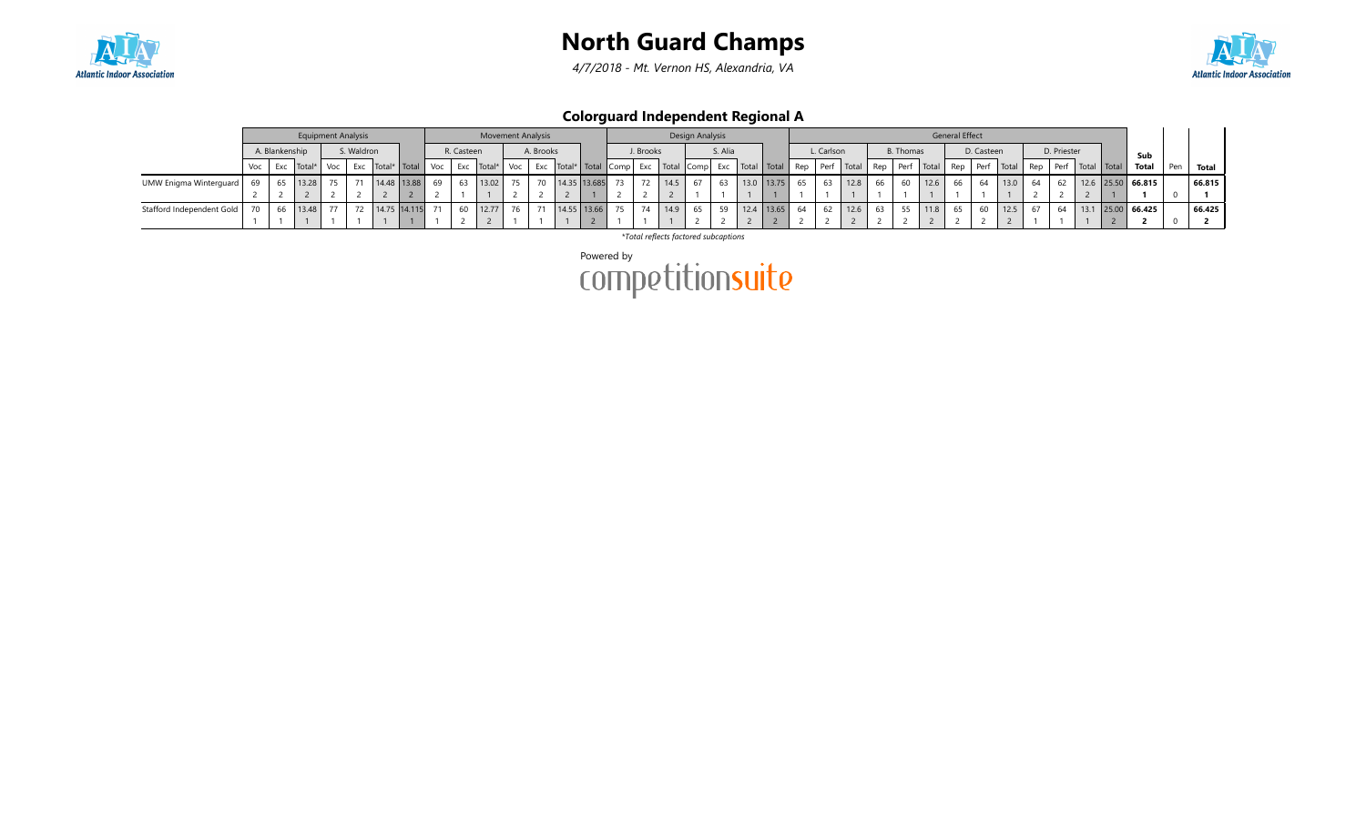# North Guard Champs

*4/7/2018 - Mt. Vernon HS, Alexandria, VA*

### Colorguard Independent Regional A

| | Equipment Analysis | | | | | | | Movement Analysis | | | | | | | Design Analysis | | | | | | | General Effect | | | | | | | | | | | | | Sub Total | Pen | Total |
|---|---|---|---|---|---|---|---|---|---|---|---|---|---|---|---|---|---|---|---|---|---|---|---|---|---|---|---|---|---|---|---|---|---|---|---|---|---|---|
| | A. Blankenship | | | S. Waldron | | | | R. Casteen | | | A. Brooks | | | | J. Brooks | | | S. Alia | | | | L. Carlson | | | B. Thomas | | | D. Casteen | | | D. Priester | | | | | | |
| | Voc | Exc | Total* | Voc | Exc | Total* | Total | Voc | Exc | Total* | Voc | Exc | Total* | Total | Comp | Exc | Total | Comp | Exc | Total | Total | Rep | Perf | Total | Rep | Perf | Total | Rep | Perf | Total | Rep | Perf | Total | Total | Sub Total | Pen | Total |
| UMW Enigma Winterguard | 69 | 65 | 13.28 | 75 | 71 | 14.48 | 13.88 | 69 | 63 | 13.02 | 75 | 70 | 14.35 | 13.685 | 73 | 72 | 14.5 | 67 | 63 | 13.0 | 13.75 | 65 | 63 | 12.8 | 66 | 60 | 12.6 | 66 | 64 | 13.0 | 64 | 62 | 12.6 | 25.50 | 66.815 | | 66.815 |
| | 2 | 2 | 2 | 2 | 2 | 2 | 2 | 2 | 1 | 1 | 2 | 2 | 2 | 1 | 2 | 2 | 2 | 1 | 1 | 1 | 1 | 1 | 1 | 1 | 1 | 1 | 1 | 1 | 1 | 1 | 2 | 2 | 2 | 1 | 1 | 0 | 1 |
| Stafford Independent Gold | 70 | 66 | 13.48 | 77 | 72 | 14.75 | 14.115 | 71 | 60 | 12.77 | 76 | 71 | 14.55 | 13.66 | 75 | 74 | 14.9 | 65 | 59 | 12.4 | 13.65 | 64 | 62 | 12.6 | 63 | 55 | 11.8 | 65 | 60 | 12.5 | 67 | 64 | 13.1 | 25.00 | 66.425 | | 66.425 |
| | 1 | 1 | 1 | 1 | 1 | 1 | 1 | 1 | 2 | 2 | 1 | 1 | 1 | 2 | 1 | 1 | 1 | 2 | 2 | 2 | 2 | 2 | 2 | 2 | 2 | 2 | 2 | 2 | 2 | 2 | 1 | 1 | 1 | 2 | 2 | 0 | 2 |

*\*Total reflects factored subcaptions*

Powered by competitionsuite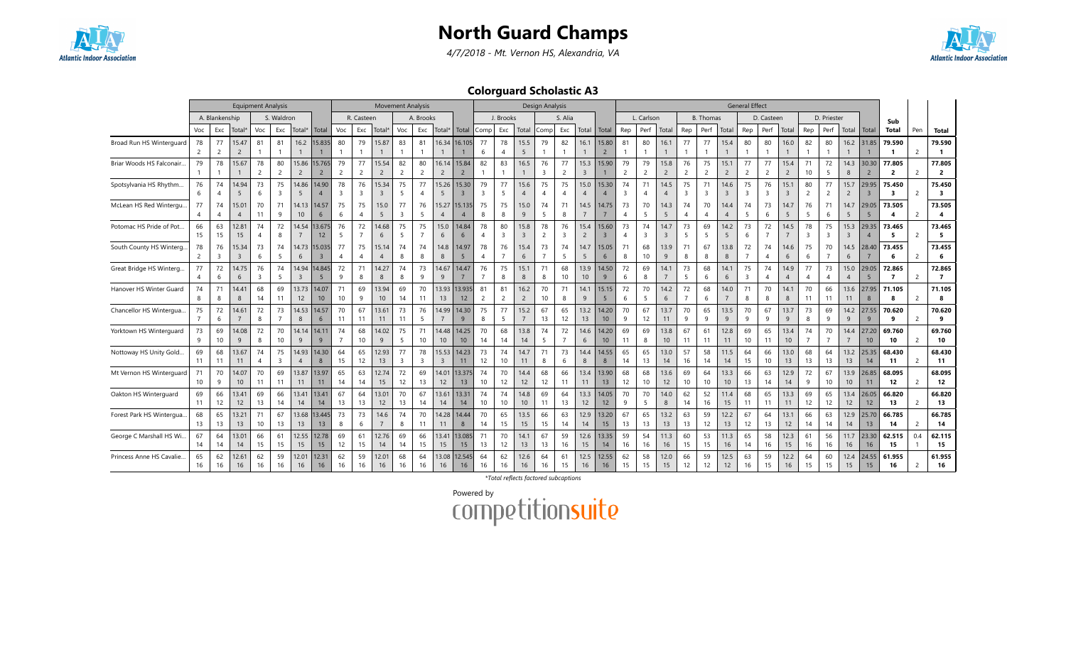# North Guard Champs

4/7/2018 - Mt. Vernon HS, Alexandria, VA

## Colorguard Scholastic A3

| | Equipment Analysis | | | | | | | Movement Analysis | | | | | | | Design Analysis | | | | | | | General Effect | | | | | | | | | | | | | Sub Total | Pen | Total |
|---|---|---|---|---|---|---|---|---|---|---|---|---|---|---|---|---|---|---|---|---|---|---|---|---|---|---|---|---|---|---|---|---|---|---|---|---|---|---|
| | A. Blankenship | | | S. Waldron | | | | R. Casteen | | | A. Brooks | | | | J. Brooks | | | S. Alia | | | | L. Carlson | | | B. Thomas | | | D. Casteen | | | D. Priester | | | | | | |
| | Voc | Exc | Total* | Voc | Exc | Total* | Total | Voc | Exc | Total* | Voc | Exc | Total* | Total | Comp | Exc | Total | Comp | Exc | Total | Total | Rep | Perf | Total | Rep | Perf | Total | Rep | Perf | Total | Rep | Perf | Total | Total | | | |
| Broad Run HS Winterguard | 78 / 2 | 77 / 2 | 15.47 / 2 | 81 / 1 | 81 / 1 | 16.2 / 1 | 15.835 / 1 | 80 / 1 | 79 / 1 | 15.87 / 1 | 83 / 1 | 81 / 1 | 16.34 / 1 | 16.105 / 1 | 77 / 6 | 78 / 4 | 15.5 / 5 | 79 / 1 | 82 / 1 | 16.1 / 1 | 15.80 / 2 | 81 / 1 | 80 / 1 | 16.1 / 1 | 77 / 1 | 77 / 1 | 15.4 / 1 | 80 / 1 | 80 / 1 | 16.0 / 1 | 82 / 1 | 80 / 1 | 16.2 / 1 | 31.85 / 1 | 79.590 / 1 | 2 | 79.590 / 1 |
| Briar Woods HS Falconair... | 79 / 1 | 78 / 1 | 15.67 / 1 | 78 / 2 | 80 / 2 | 15.86 / 2 | 15.765 / 2 | 79 / 2 | 77 / 2 | 15.54 / 2 | 82 / 2 | 80 / 2 | 16.14 / 2 | 15.84 / 2 | 82 / 1 | 83 / 1 | 16.5 / 1 | 76 / 3 | 77 / 2 | 15.3 / 3 | 15.90 / 1 | 79 / 2 | 79 / 2 | 15.8 / 2 | 76 / 2 | 75 / 2 | 15.1 / 2 | 77 / 2 | 77 / 2 | 15.4 / 2 | 71 / 10 | 72 / 5 | 14.3 / 8 | 30.30 / 2 | 77.805 / 2 | 2 | 77.805 / 2 |
| Spotsylvania HS Rhythm... | 76 / 6 | 74 / 4 | 14.94 / 5 | 73 / 6 | 75 / 3 | 14.86 / 5 | 14.90 / 4 | 78 / 3 | 76 / 3 | 15.34 / 3 | 75 / 5 | 77 / 4 | 15.26 / 5 | 15.30 / 3 | 79 / 3 | 77 / 5 | 15.6 / 4 | 75 / 4 | 75 / 4 | 15.0 / 4 | 15.30 / 4 | 74 / 3 | 71 / 4 | 14.5 / 4 | 75 / 3 | 71 / 3 | 14.6 / 3 | 75 / 3 | 76 / 3 | 15.1 / 3 | 80 / 2 | 77 / 2 | 15.7 / 2 | 29.95 / 3 | 75.450 / 3 | 2 | 75.450 / 3 |
| McLean HS Red Wintergu... | 77 / 4 | 74 / 4 | 15.01 / 4 | 70 / 11 | 71 / 9 | 14.13 / 10 | 14.57 / 6 | 75 / 6 | 75 / 4 | 15.0 / 5 | 77 / 3 | 76 / 5 | 15.27 / 4 | 15.135 / 4 | 75 / 8 | 75 / 8 | 15.0 / 9 | 75 / 5 | 74 / 8 | 14.5 / 7 | 14.75 / 7 | 73 / 4 | 70 / 5 | 14.3 / 5 | 74 / 4 | 70 / 4 | 14.4 / 4 | 74 / 5 | 73 / 6 | 14.7 / 5 | 76 / 5 | 71 / 6 | 14.7 / 5 | 29.05 / 5 | 73.505 / 4 | 2 | 73.505 / 4 |
| Potomac HS Pride of Pot... | 66 / 15 | 63 / 15 | 12.81 / 15 | 74 / 4 | 72 / 8 | 14.54 / 7 | 13.675 / 12 | 76 / 5 | 72 / 7 | 14.68 / 6 | 75 / 5 | 75 / 7 | 15.0 / 6 | 14.84 / 6 | 78 / 4 | 80 / 3 | 15.8 / 3 | 78 / 2 | 76 / 3 | 15.4 / 2 | 15.60 / 3 | 73 / 4 | 74 / 3 | 14.7 / 3 | 73 / 5 | 69 / 5 | 14.2 / 5 | 73 / 6 | 72 / 7 | 14.5 / 7 | 78 / 3 | 75 / 3 | 15.3 / 3 | 29.35 / 4 | 73.465 / 5 | 2 | 73.465 / 5 |
| South County HS Winterg... | 78 / 2 | 76 / 3 | 15.34 / 3 | 73 / 6 | 74 / 5 | 14.73 / 6 | 15.035 / 3 | 77 / 4 | 75 / 4 | 15.14 / 4 | 74 / 8 | 74 / 8 | 14.8 / 8 | 14.97 / 5 | 78 / 4 | 76 / 7 | 15.4 / 6 | 73 / 7 | 74 / 5 | 14.7 / 5 | 15.05 / 6 | 71 / 8 | 68 / 10 | 13.9 / 9 | 71 / 8 | 67 / 8 | 13.8 / 8 | 72 / 7 | 74 / 4 | 14.6 / 6 | 75 / 6 | 70 / 7 | 14.5 / 6 | 28.40 / 7 | 73.455 / 6 | 2 | 73.455 / 6 |
| Great Bridge HS Winterg... | 77 / 4 | 72 / 6 | 14.75 / 6 | 76 / 3 | 74 / 5 | 14.94 / 3 | 14.845 / 5 | 72 / 9 | 71 / 8 | 14.27 / 8 | 74 / 8 | 73 / 9 | 14.67 / 9 | 14.47 / 7 | 76 / 7 | 75 / 8 | 15.1 / 8 | 71 / 8 | 68 / 10 | 13.9 / 10 | 14.50 / 9 | 72 / 6 | 69 / 8 | 14.1 / 7 | 73 / 5 | 68 / 6 | 14.1 / 6 | 75 / 3 | 74 / 4 | 14.9 / 4 | 77 / 4 | 73 / 4 | 15.0 / 4 | 29.05 / 5 | 72.865 / 7 | 2 | 72.865 / 7 |
| Hanover HS Winter Guard | 74 / 8 | 71 / 8 | 14.41 / 8 | 68 / 14 | 69 / 11 | 13.73 / 12 | 14.07 / 10 | 71 / 10 | 69 / 9 | 13.94 / 10 | 69 / 14 | 70 / 11 | 13.93 / 13 | 13.935 / 12 | 81 / 2 | 81 / 2 | 16.2 / 2 | 70 / 10 | 71 / 8 | 14.1 / 9 | 15.15 / 5 | 72 / 6 | 70 / 5 | 14.2 / 6 | 72 / 7 | 68 / 6 | 14.0 / 7 | 71 / 8 | 70 / 8 | 14.1 / 8 | 70 / 11 | 66 / 11 | 13.6 / 11 | 27.95 / 8 | 71.105 / 8 | 2 | 71.105 / 8 |
| Chancellor HS Wintergua... | 75 / 7 | 72 / 6 | 14.61 / 7 | 72 / 8 | 73 / 7 | 14.53 / 8 | 14.57 / 6 | 70 / 11 | 67 / 11 | 13.61 / 11 | 73 / 11 | 76 / 5 | 14.99 / 7 | 14.30 / 9 | 75 / 8 | 77 / 5 | 15.2 / 7 | 67 / 13 | 65 / 12 | 13.2 / 13 | 14.20 / 10 | 70 / 9 | 67 / 12 | 13.7 / 11 | 70 / 9 | 65 / 9 | 13.5 / 9 | 70 / 9 | 67 / 9 | 13.7 / 9 | 73 / 8 | 69 / 9 | 14.2 / 9 | 27.55 / 9 | 70.620 / 9 | 2 | 70.620 / 9 |
| Yorktown HS Winterguard | 73 / 9 | 69 / 10 | 14.08 / 9 | 72 / 8 | 70 / 10 | 14.14 / 9 | 14.11 / 9 | 74 / 7 | 68 / 10 | 14.02 / 9 | 75 / 5 | 71 / 10 | 14.48 / 10 | 14.25 / 10 | 70 / 14 | 68 / 14 | 13.8 / 14 | 74 / 5 | 72 / 7 | 14.6 / 6 | 14.20 / 10 | 69 / 11 | 69 / 8 | 13.8 / 10 | 67 / 11 | 61 / 11 | 12.8 / 11 | 69 / 10 | 65 / 11 | 13.4 / 10 | 74 / 7 | 70 / 7 | 14.4 / 7 | 27.20 / 10 | 69.760 / 10 | 2 | 69.760 / 10 |
| Nottoway HS Unity Gold... | 69 / 11 | 68 / 11 | 13.67 / 11 | 74 / 4 | 75 / 3 | 14.93 / 4 | 14.30 / 8 | 64 / 15 | 65 / 12 | 12.93 / 13 | 77 / 3 | 78 / 3 | 15.53 / 3 | 14.23 / 11 | 73 / 12 | 74 / 10 | 14.7 / 11 | 71 / 8 | 73 / 6 | 14.4 / 8 | 14.55 / 8 | 65 / 14 | 65 / 13 | 13.0 / 14 | 57 / 16 | 58 / 14 | 11.5 / 15 | 64 / 14 | 66 / 10 | 13.0 / 13 | 68 / 13 | 64 / 13 | 13.2 / 13 | 25.35 / 14 | 68.430 / 11 | 2 | 68.430 / 11 |
| Mt Vernon HS Winterguard | 71 / 10 | 70 / 9 | 14.07 / 10 | 70 / 11 | 69 / 11 | 13.87 / 11 | 13.97 / 11 | 65 / 14 | 63 / 14 | 12.74 / 15 | 72 / 12 | 69 / 13 | 14.01 / 12 | 13.375 / 14 | 74 / 10 | 70 / 12 | 14.4 / 12 | 68 / 12 | 66 / 11 | 13.4 / 11 | 13.90 / 13 | 68 / 12 | 68 / 10 | 13.6 / 12 | 69 / 10 | 64 / 10 | 13.3 / 10 | 66 / 13 | 63 / 14 | 12.9 / 14 | 72 / 9 | 67 / 10 | 13.9 / 10 | 26.85 / 11 | 68.095 / 12 | 2 | 68.095 / 12 |
| Oakton HS Winterguard | 69 / 11 | 66 / 12 | 13.41 / 12 | 69 / 13 | 66 / 14 | 13.41 / 14 | 13.41 / 14 | 67 / 13 | 64 / 13 | 13.01 / 12 | 70 / 13 | 67 / 14 | 13.61 / 14 | 13.31 / 14 | 74 / 10 | 74 / 10 | 14.8 / 10 | 69 / 11 | 64 / 13 | 13.3 / 12 | 14.05 / 12 | 70 / 9 | 70 / 5 | 14.0 / 8 | 62 / 14 | 52 / 16 | 11.4 / 15 | 68 / 11 | 65 / 11 | 13.3 / 11 | 69 / 12 | 65 / 12 | 13.4 / 12 | 26.05 / 12 | 66.820 / 13 | 2 | 66.820 / 13 |
| Forest Park HS Wintergua... | 68 / 13 | 65 / 13 | 13.21 / 13 | 71 / 10 | 67 / 13 | 13.68 / 13 | 13.445 / 13 | 73 / 8 | 73 / 6 | 14.6 / 7 | 74 / 8 | 70 / 11 | 14.28 / 11 | 14.44 / 8 | 70 / 14 | 65 / 15 | 13.5 / 15 | 66 / 15 | 63 / 14 | 12.9 / 14 | 13.20 / 15 | 67 / 13 | 65 / 13 | 13.2 / 13 | 63 / 13 | 59 / 12 | 12.2 / 13 | 67 / 12 | 64 / 13 | 13.1 / 12 | 66 / 14 | 63 / 14 | 12.9 / 14 | 25.70 / 13 | 66.785 / 14 | 2 | 66.785 / 14 |
| George C Marshall HS Wi... | 67 / 14 | 64 / 14 | 13.01 / 14 | 66 / 15 | 61 / 15 | 12.55 / 15 | 12.78 / 15 | 69 / 12 | 61 / 15 | 12.76 / 14 | 69 / 14 | 66 / 15 | 13.41 / 15 | 13.085 / 15 | 71 / 13 | 70 / 12 | 14.1 / 13 | 67 / 13 | 59 / 16 | 12.6 / 15 | 13.35 / 14 | 59 / 16 | 54 / 16 | 11.3 / 16 | 60 / 15 | 53 / 15 | 11.3 / 16 | 65 / 14 | 58 / 16 | 12.3 / 15 | 61 / 16 | 56 / 16 | 11.7 / 16 | 23.30 / 16 | 62.515 / 15 | 0.4 / 1 | 62.115 / 15 |
| Princess Anne HS Cavalie... | 65 / 16 | 62 / 16 | 12.61 / 16 | 62 / 16 | 59 / 16 | 12.01 / 16 | 12.31 / 16 | 62 / 16 | 59 / 16 | 12.01 / 16 | 68 / 16 | 64 / 16 | 13.08 / 16 | 12.545 / 16 | 64 / 16 | 62 / 16 | 12.6 / 16 | 64 / 16 | 61 / 15 | 12.5 / 16 | 12.55 / 16 | 62 / 15 | 58 / 15 | 12.0 / 15 | 66 / 12 | 59 / 12 | 12.5 / 12 | 63 / 16 | 59 / 15 | 12.2 / 16 | 64 / 15 | 60 / 15 | 12.4 / 15 | 24.55 / 15 | 61.955 / 16 | 2 | 61.955 / 16 |

*Total reflects factored subcaptions

Powered by competitionsuite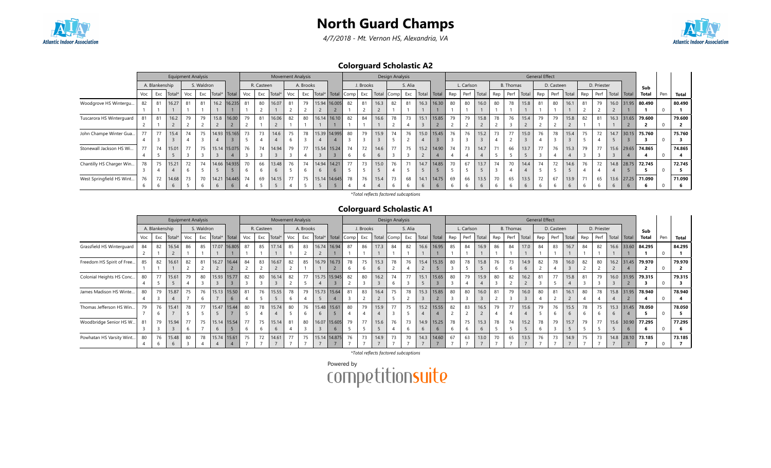# North Guard Champs

*4/7/2018 - Mt. Vernon HS, Alexandria, VA*

## Colorguard Scholastic A2

| | Equipment Analysis | | | | | | | Movement Analysis | | | | | | | Design Analysis | | | | | | | General Effect | | | | | | | | | | | | | Sub Total | Pen | Total |
|---|---|---|---|---|---|---|---|---|---|---|---|---|---|---|---|---|---|---|---|---|---|---|---|---|---|---|---|---|---|---|---|---|---|---|---|---|---|---|
| | A. Blankenship | | | S. Waldron | | | | R. Casteen | | | A. Brooks | | | | J. Brooks | | | S. Alia | | | | L. Carlson | | | B. Thomas | | | D. Casteen | | | D. Priester | | | | | | |
| | Voc | Exc | Total* | Voc | Exc | Total* | Total | Voc | Exc | Total* | Voc | Exc | Total* | Total | Comp | Exc | Total | Comp | Exc | Total | Total | Rep | Perf | Total | Rep | Perf | Total | Rep | Perf | Total | Rep | Perf | Total | Total | | | |
| Woodgrove HS Wintergu... | 82 (1) | 81 (1) | 16.27 (1) | 81 (1) | 81 (1) | 16.2 (1) | 16.235 (1) | 81 (1) | 80 (2) | 16.07 (1) | 81 (2) | 79 (2) | 15.94 (2) | 16.005 (2) | 82 (1) | 81 (2) | 16.3 (2) | 82 (1) | 81 (1) | 16.3 (1) | 16.30 (1) | 80 (1) | 80 (1) | 16.0 (1) | 80 (1) | 78 (1) | 15.8 (1) | 81 (1) | 80 (1) | 16.1 (1) | 81 (2) | 79 (2) | 16.0 (2) | 31.95 (1) | 80.490 (1) | 0 | 80.490 (1) |
| Tuscarora HS Winterguard | 81 (2) | 81 (1) | 16.2 (2) | 79 (2) | 79 (2) | 15.8 (2) | 16.00 (2) | 79 (2) | 81 (1) | 16.06 (2) | 82 (1) | 80 (1) | 16.14 (1) | 16.10 (1) | 82 (1) | 84 (1) | 16.6 (1) | 78 (2) | 73 (4) | 15.1 (3) | 15.85 (2) | 79 (2) | 79 (2) | 15.8 (2) | 78 (2) | 76 (3) | 15.4 (2) | 79 (2) | 79 (2) | 15.8 (2) | 82 (1) | 81 (1) | 16.3 (1) | 31.65 (2) | 79.600 (2) | 0 | 79.600 (2) |
| John Champe Winter Gua... | 77 (4) | 77 (3) | 15.4 (3) | 74 (4) | 75 (3) | 14.93 (4) | 15.165 (3) | 73 (5) | 73 (4) | 14.6 (4) | 75 (6) | 78 (3) | 15.39 (4) | 14.995 (4) | 80 (3) | 79 (3) | 15.9 (3) | 74 (5) | 76 (2) | 15.0 (4) | 15.45 (3) | 76 (3) | 76 (3) | 15.2 (3) | 73 (4) | 77 (2) | 15.0 (3) | 76 (4) | 78 (3) | 15.4 (3) | 75 (5) | 72 (4) | 14.7 (5) | 30.15 (3) | 75.760 (3) | 0 | 75.760 (3) |
| Stonewall Jackson HS Wi... | 77 (4) | 74 (5) | 15.01 (5) | 77 (3) | 75 (3) | 15.14 (3) | 15.075 (4) | 76 (3) | 74 (3) | 14.94 (3) | 79 (3) | 77 (4) | 15.54 (3) | 15.24 (3) | 74 (6) | 72 (6) | 14.6 (6) | 77 (3) | 75 (3) | 15.2 (2) | 14.90 (4) | 74 (4) | 73 (4) | 14.7 (4) | 71 (5) | 66 (5) | 13.7 (5) | 77 (3) | 76 (4) | 15.3 (4) | 79 (3) | 77 (3) | 15.6 (3) | 29.65 (4) | 74.865 (4) | 0 | 74.865 (4) |
| Chantilly HS Charger Win... | 78 (3) | 75 (4) | 15.21 (4) | 72 (6) | 74 (5) | 14.66 (5) | 14.935 (5) | 70 (6) | 66 (6) | 13.48 (6) | 76 (5) | 74 (6) | 14.94 (6) | 14.21 (6) | 77 (5) | 73 (5) | 15.0 (5) | 76 (4) | 71 (5) | 14.7 (5) | 14.85 (5) | 70 (5) | 67 (5) | 13.7 (5) | 74 (3) | 70 (4) | 14.4 (4) | 74 (5) | 72 (5) | 14.6 (5) | 76 (4) | 72 (4) | 14.8 (4) | 28.75 (5) | 72.745 (5) | 0 | 72.745 (5) |
| West Springfield HS Wint... | 76 (6) | 72 (6) | 14.68 (6) | 73 (5) | 70 (6) | 14.21 (6) | 14.445 (6) | 74 (4) | 69 (5) | 14.15 (5) | 77 (4) | 75 (5) | 15.14 (5) | 14.645 (5) | 78 (4) | 76 (4) | 15.4 (4) | 73 (6) | 68 (6) | 14.1 (6) | 14.75 (6) | 69 (6) | 66 (6) | 13.5 (6) | 70 (6) | 65 (6) | 13.5 (6) | 72 (6) | 67 (6) | 13.9 (6) | 71 (6) | 65 (6) | 13.6 (6) | 27.25 (6) | 71.090 (6) | 0 | 71.090 (6) |

*Total reflects factored subcaptions

## Colorguard Scholastic A1

| | Equipment Analysis | | | | | | | Movement Analysis | | | | | | | Design Analysis | | | | | | | General Effect | | | | | | | | | | | | | Sub Total | Pen | Total |
|---|---|---|---|---|---|---|---|---|---|---|---|---|---|---|---|---|---|---|---|---|---|---|---|---|---|---|---|---|---|---|---|---|---|---|---|---|---|---|
| | A. Blankenship | | | S. Waldron | | | | R. Casteen | | | A. Brooks | | | | J. Brooks | | | S. Alia | | | | L. Carlson | | | B. Thomas | | | D. Casteen | | | D. Priester | | | | | | |
| | Voc | Exc | Total* | Voc | Exc | Total* | Total | Voc | Exc | Total* | Voc | Exc | Total* | Total | Comp | Exc | Total | Comp | Exc | Total | Total | Rep | Perf | Total | Rep | Perf | Total | Rep | Perf | Total | Rep | Perf | Total | Total | | | |
| Grassfield HS Winterguard | 84 (2) | 82 (1) | 16.54 (2) | 86 (1) | 85 (1) | 17.07 (1) | 16.805 (1) | 87 (1) | 85 (1) | 17.14 (1) | 85 (1) | 83 (2) | 16.74 (2) | 16.94 (1) | 87 (1) | 86 (1) | 17.3 (1) | 84 (1) | 82 (1) | 16.6 (1) | 16.95 (1) | 85 (1) | 84 (1) | 16.9 (1) | 86 (1) | 84 (1) | 17.0 (1) | 84 (1) | 83 (1) | 16.7 (1) | 84 (1) | 82 (1) | 16.6 (1) | 33.60 (1) | 84.295 (1) | 0 | 84.295 (1) |
| Freedom HS Spirit of Free... | 85 (1) | 82 (1) | 16.61 (1) | 82 (2) | 81 (2) | 16.27 (2) | 16.44 (2) | 84 (2) | 83 (2) | 16.67 (2) | 82 (2) | 85 (1) | 16.79 (1) | 16.73 (2) | 78 (6) | 75 (6) | 15.3 (6) | 78 (2) | 76 (4) | 15.4 (2) | 15.35 (5) | 80 (3) | 78 (5) | 15.8 (5) | 76 (6) | 73 (6) | 14.9 (6) | 82 (2) | 78 (4) | 16.0 (3) | 82 (2) | 80 (2) | 16.2 (2) | 31.45 (4) | 79.970 (2) | 0 | 79.970 (2) |
| Colonial Heights HS Conc... | 80 (4) | 77 (5) | 15.61 (5) | 79 (4) | 80 (3) | 15.93 (3) | 15.77 (3) | 82 (3) | 80 (3) | 16.14 (3) | 82 (2) | 77 (5) | 15.75 (4) | 15.945 (3) | 82 (2) | 80 (3) | 16.2 (3) | 74 (6) | 77 (3) | 15.1 (5) | 15.65 (3) | 80 (3) | 79 (4) | 15.9 (4) | 80 (3) | 82 (2) | 16.2 (2) | 81 (3) | 77 (5) | 15.8 (4) | 81 (3) | 79 (3) | 16.0 (3) | 31.95 (2) | 79.315 (3) | 0 | 79.315 (3) |
| James Madison HS Winte... | 80 (4) | 79 (3) | 15.87 (4) | 75 (7) | 76 (6) | 15.13 (6) | 15.50 (6) | 81 (4) | 76 (5) | 15.55 (5) | 78 (6) | 79 (4) | 15.73 (5) | 15.64 (4) | 81 (3) | 83 (2) | 16.4 (2) | 75 (5) | 78 (2) | 15.3 (3) | 15.85 (2) | 80 (3) | 80 (3) | 16.0 (3) | 81 (2) | 79 (3) | 16.0 (3) | 80 (4) | 81 (2) | 16.1 (2) | 80 (4) | 78 (4) | 15.8 (4) | 31.95 (2) | 78.940 (4) | 0 | 78.940 (4) |
| Thomas Jefferson HS Win... | 79 (7) | 76 (6) | 15.41 (7) | 78 (5) | 77 (5) | 15.47 (5) | 15.44 (7) | 80 (5) | 78 (4) | 15.74 (4) | 80 (5) | 76 (6) | 15.48 (6) | 15.61 (5) | 80 (4) | 79 (4) | 15.9 (4) | 77 (3) | 75 (5) | 15.2 (4) | 15.55 (4) | 82 (2) | 83 (2) | 16.5 (2) | 79 (4) | 77 (4) | 15.6 (4) | 79 (5) | 76 (6) | 15.5 (6) | 78 (6) | 75 (6) | 15.3 (6) | 31.45 (4) | 78.050 (5) | 0 | 78.050 (5) |
| Woodbridge Senior HS W... | 81 (3) | 79 (3) | 15.94 (3) | 77 (6) | 75 (7) | 15.14 (6) | 15.54 (5) | 77 (6) | 75 (6) | 15.14 (6) | 81 (4) | 80 (3) | 16.07 (3) | 15.605 (6) | 79 (5) | 77 (5) | 15.6 (5) | 76 (4) | 73 (6) | 14.9 (6) | 15.25 (6) | 78 (6) | 75 (6) | 15.3 (6) | 78 (5) | 74 (5) | 15.2 (5) | 78 (6) | 79 (3) | 15.7 (5) | 79 (5) | 77 (5) | 15.6 (5) | 30.90 (6) | 77.295 (6) | 0 | 77.295 (6) |
| Powhatan HS Varsity Wint... | 80 (4) | 76 (6) | 15.48 (6) | 80 (3) | 78 (4) | 15.74 (4) | 15.61 (4) | 75 (7) | 72 (7) | 14.61 (7) | 77 (7) | 75 (7) | 15.14 (7) | 14.875 (7) | 76 (7) | 73 (7) | 14.9 (7) | 73 (7) | 70 (7) | 14.3 (7) | 14.60 (7) | 67 (7) | 63 (7) | 13.0 (7) | 70 (7) | 65 (7) | 13.5 (7) | 76 (7) | 73 (7) | 14.9 (7) | 75 (7) | 73 (7) | 14.8 (7) | 28.10 (7) | 73.185 (7) | 0 | 73.185 (7) |

*Total reflects factored subcaptions

Powered by competitionsuite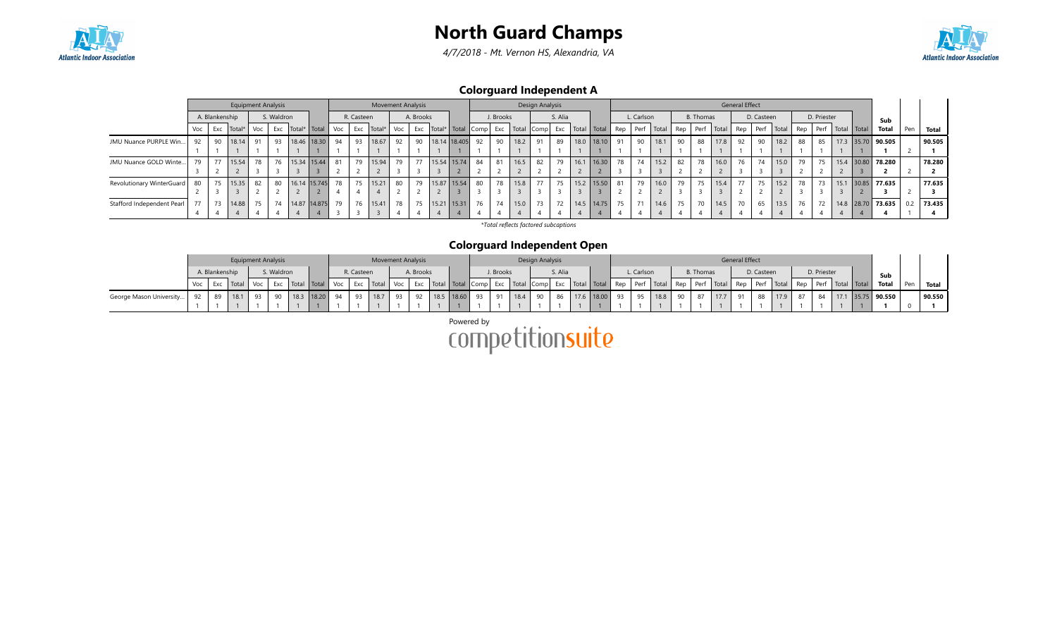# North Guard Champs

*4/7/2018 - Mt. Vernon HS, Alexandria, VA*

## Colorguard Independent A

| | Equipment Analysis | | | | | | | Movement Analysis | | | | | | | Design Analysis | | | | | | | General Effect | | | | | | | | | | | | | Sub | Pen | Total |
|---|---|---|---|---|---|---|---|---|---|---|---|---|---|---|---|---|---|---|---|---|---|---|---|---|---|---|---|---|---|---|---|---|---|---|---|---|---|
| | A. Blankenship | | | S. Waldron | | | | R. Casteen | | | A. Brooks | | | | J. Brooks | | | S. Alia | | | | L. Carlson | | | B. Thomas | | | D. Casteen | | | D. Priester | | | | | | |
| | Voc | Exc | Total* | Voc | Exc | Total* | Total | Voc | Exc | Total* | Voc | Exc | Total* | Total | Comp | Exc | Total | Comp | Exc | Total | Total | Rep | Perf | Total | Rep | Perf | Total | Rep | Perf | Total | Rep | Perf | Total | Total | Total | Pen | Total |
| JMU Nuance PURPLE Win... | 92 | 90 | 18.14 | 91 | 93 | 18.46 | 18.30 | 94 | 93 | 18.67 | 92 | 90 | 18.14 | 18.405 | 92 | 90 | 18.2 | 91 | 89 | 18.0 | 18.10 | 91 | 90 | 18.1 | 90 | 88 | 17.8 | 92 | 90 | 18.2 | 88 | 85 | 17.3 | 35.70 | 90.505 | | 90.505 |
| | 1 | 1 | 1 | 1 | 1 | 1 | 1 | 1 | 1 | 1 | 1 | 1 | 1 | 1 | 1 | 1 | 1 | 1 | 1 | 1 | 1 | 1 | 1 | 1 | 1 | 1 | 1 | 1 | 1 | 1 | 1 | 1 | 1 | 1 | 1 | 2 | 1 |
| JMU Nuance GOLD Winte... | 79 | 77 | 15.54 | 78 | 76 | 15.34 | 15.44 | 81 | 79 | 15.94 | 79 | 77 | 15.54 | 15.74 | 84 | 81 | 16.5 | 82 | 79 | 16.1 | 16.30 | 78 | 74 | 15.2 | 82 | 78 | 16.0 | 76 | 74 | 15.0 | 79 | 75 | 15.4 | 30.80 | 78.280 | | 78.280 |
| | 3 | 2 | 2 | 3 | 3 | 3 | 3 | 2 | 2 | 2 | 3 | 3 | 3 | 2 | 2 | 2 | 2 | 2 | 2 | 2 | 2 | 3 | 3 | 3 | 2 | 2 | 2 | 3 | 3 | 3 | 2 | 2 | 2 | 3 | 2 | 2 | 2 |
| Revolutionary WinterGuard | 80 | 75 | 15.35 | 82 | 80 | 16.14 | 15.745 | 78 | 75 | 15.21 | 80 | 79 | 15.87 | 15.54 | 80 | 78 | 15.8 | 77 | 75 | 15.2 | 15.50 | 81 | 79 | 16.0 | 79 | 75 | 15.4 | 77 | 75 | 15.2 | 78 | 73 | 15.1 | 30.85 | 77.635 | | 77.635 |
| | 2 | 3 | 3 | 2 | 2 | 2 | 2 | 4 | 4 | 4 | 2 | 2 | 2 | 3 | 3 | 3 | 3 | 3 | 3 | 3 | 3 | 2 | 2 | 2 | 3 | 3 | 3 | 2 | 2 | 2 | 3 | 3 | 3 | 2 | 3 | 2 | 3 |
| Stafford Independent Pearl | 77 | 73 | 14.88 | 75 | 74 | 14.87 | 14.875 | 79 | 76 | 15.41 | 78 | 75 | 15.21 | 15.31 | 76 | 74 | 15.0 | 73 | 72 | 14.5 | 14.75 | 75 | 71 | 14.6 | 75 | 70 | 14.5 | 70 | 65 | 13.5 | 76 | 72 | 14.8 | 28.70 | 73.635 | 0.2 | 73.435 |
| | 4 | 4 | 4 | 4 | 4 | 4 | 4 | 3 | 3 | 3 | 4 | 4 | 4 | 4 | 4 | 4 | 4 | 4 | 4 | 4 | 4 | 4 | 4 | 4 | 4 | 4 | 4 | 4 | 4 | 4 | 4 | 4 | 4 | 4 | 4 | 1 | 4 |

*Total reflects factored subcaptions

## Colorguard Independent Open

| | Equipment Analysis | | | | | | | Movement Analysis | | | | | | | Design Analysis | | | | | | | General Effect | | | | | | | | | | | | | Sub | Pen | Total |
|---|---|---|---|---|---|---|---|---|---|---|---|---|---|---|---|---|---|---|---|---|---|---|---|---|---|---|---|---|---|---|---|---|---|---|---|---|---|
| | A. Blankenship | | | S. Waldron | | | | R. Casteen | | | A. Brooks | | | | J. Brooks | | | S. Alia | | | | L. Carlson | | | B. Thomas | | | D. Casteen | | | D. Priester | | | | | | |
| | Voc | Exc | Total | Voc | Exc | Total | Total | Voc | Exc | Total | Voc | Exc | Total | Total | Comp | Exc | Total | Comp | Exc | Total | Total | Rep | Perf | Total | Rep | Perf | Total | Rep | Perf | Total | Rep | Perf | Total | Total | Total | Pen | Total |
| George Mason University... | 92 | 89 | 18.1 | 93 | 90 | 18.3 | 18.20 | 94 | 93 | 18.7 | 93 | 92 | 18.5 | 18.60 | 93 | 91 | 18.4 | 90 | 86 | 17.6 | 18.00 | 93 | 95 | 18.8 | 90 | 87 | 17.7 | 91 | 88 | 17.9 | 87 | 84 | 17.1 | 35.75 | 90.550 | | 90.550 |
| | 1 | 1 | 1 | 1 | 1 | 1 | 1 | 1 | 1 | 1 | 1 | 1 | 1 | 1 | 1 | 1 | 1 | 1 | 1 | 1 | 1 | 1 | 1 | 1 | 1 | 1 | 1 | 1 | 1 | 1 | 1 | 1 | 1 | 1 | 1 | 0 | 1 |

Powered by competitionsuite